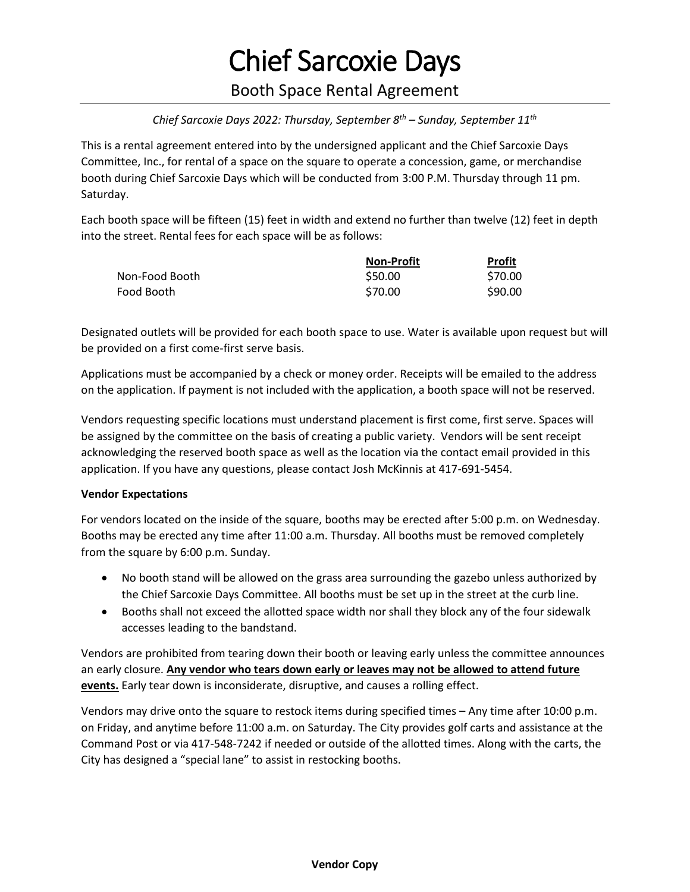# Chief Sarcoxie Days

## Booth Space Rental Agreement

*Chief Sarcoxie Days 2022: Thursday, September 8th – Sunday, September 11th*

This is a rental agreement entered into by the undersigned applicant and the Chief Sarcoxie Days Committee, Inc., for rental of a space on the square to operate a concession, game, or merchandise booth during Chief Sarcoxie Days which will be conducted from 3:00 P.M. Thursday through 11 pm. Saturday.

Each booth space will be fifteen (15) feet in width and extend no further than twelve (12) feet in depth into the street. Rental fees for each space will be as follows:

| | Non-Profit | Profit |
|---|---|---|
| Non-Food Booth | $50.00 | $70.00 |
| Food Booth | $70.00 | $90.00 |

Designated outlets will be provided for each booth space to use. Water is available upon request but will be provided on a first come-first serve basis.

Applications must be accompanied by a check or money order. Receipts will be emailed to the address on the application. If payment is not included with the application, a booth space will not be reserved.

Vendors requesting specific locations must understand placement is first come, first serve. Spaces will be assigned by the committee on the basis of creating a public variety. Vendors will be sent receipt acknowledging the reserved booth space as well as the location via the contact email provided in this application. If you have any questions, please contact Josh McKinnis at 417-691-5454.

**Vendor Expectations**

For vendors located on the inside of the square, booths may be erected after 5:00 p.m. on Wednesday. Booths may be erected any time after 11:00 a.m. Thursday. All booths must be removed completely from the square by 6:00 p.m. Sunday.

- No booth stand will be allowed on the grass area surrounding the gazebo unless authorized by the Chief Sarcoxie Days Committee. All booths must be set up in the street at the curb line.
- Booths shall not exceed the allotted space width nor shall they block any of the four sidewalk accesses leading to the bandstand.

Vendors are prohibited from tearing down their booth or leaving early unless the committee announces an early closure. **Any vendor who tears down early or leaves may not be allowed to attend future events.** Early tear down is inconsiderate, disruptive, and causes a rolling effect.

Vendors may drive onto the square to restock items during specified times – Any time after 10:00 p.m. on Friday, and anytime before 11:00 a.m. on Saturday. The City provides golf carts and assistance at the Command Post or via 417-548-7242 if needed or outside of the allotted times. Along with the carts, the City has designed a "special lane" to assist in restocking booths.

**Vendor Copy**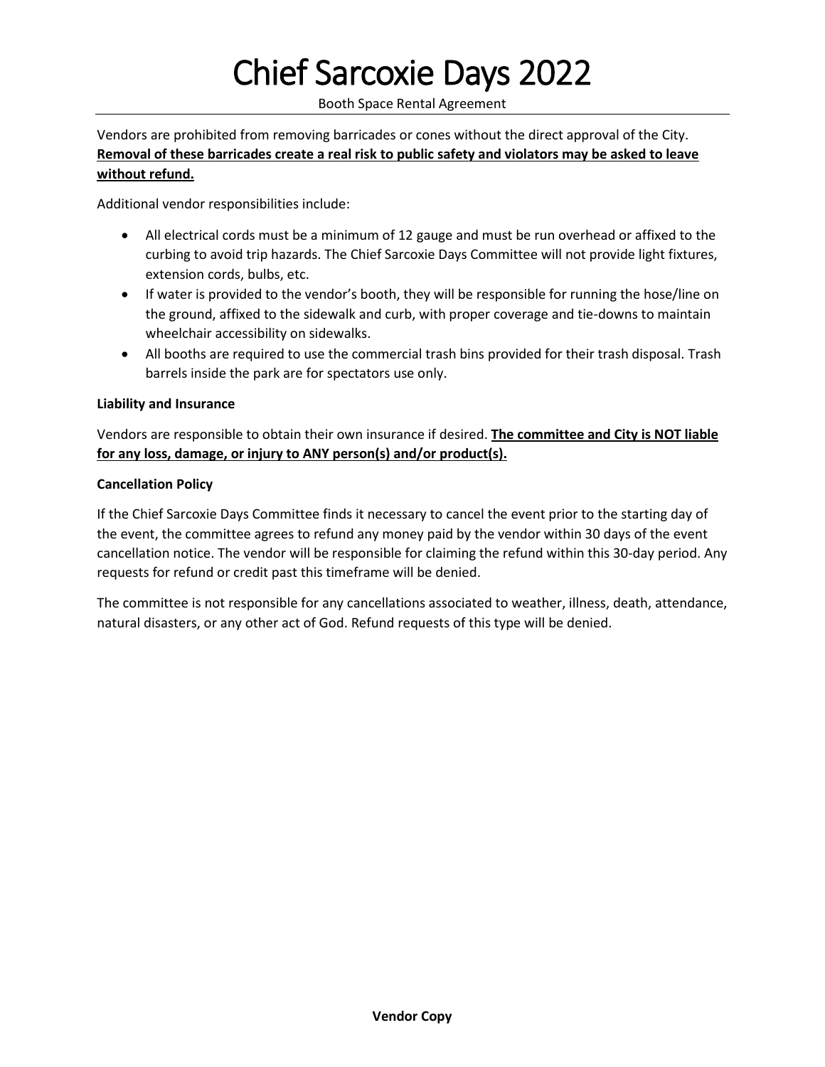Vendors are prohibited from removing barricades or cones without the direct approval of the City. **Removal of these barricades create a real risk to public safety and violators may be asked to leave without refund.**

Additional vendor responsibilities include:

- All electrical cords must be a minimum of 12 gauge and must be run overhead or affixed to the curbing to avoid trip hazards. The Chief Sarcoxie Days Committee will not provide light fixtures, extension cords, bulbs, etc.
- If water is provided to the vendor's booth, they will be responsible for running the hose/line on the ground, affixed to the sidewalk and curb, with proper coverage and tie-downs to maintain wheelchair accessibility on sidewalks.
- All booths are required to use the commercial trash bins provided for their trash disposal. Trash barrels inside the park are for spectators use only.

**Liability and Insurance**

Vendors are responsible to obtain their own insurance if desired. **The committee and City is NOT liable for any loss, damage, or injury to ANY person(s) and/or product(s).**

**Cancellation Policy**

If the Chief Sarcoxie Days Committee finds it necessary to cancel the event prior to the starting day of the event, the committee agrees to refund any money paid by the vendor within 30 days of the event cancellation notice. The vendor will be responsible for claiming the refund within this 30-day period. Any requests for refund or credit past this timeframe will be denied.

The committee is not responsible for any cancellations associated to weather, illness, death, attendance, natural disasters, or any other act of God. Refund requests of this type will be denied.

**Vendor Copy**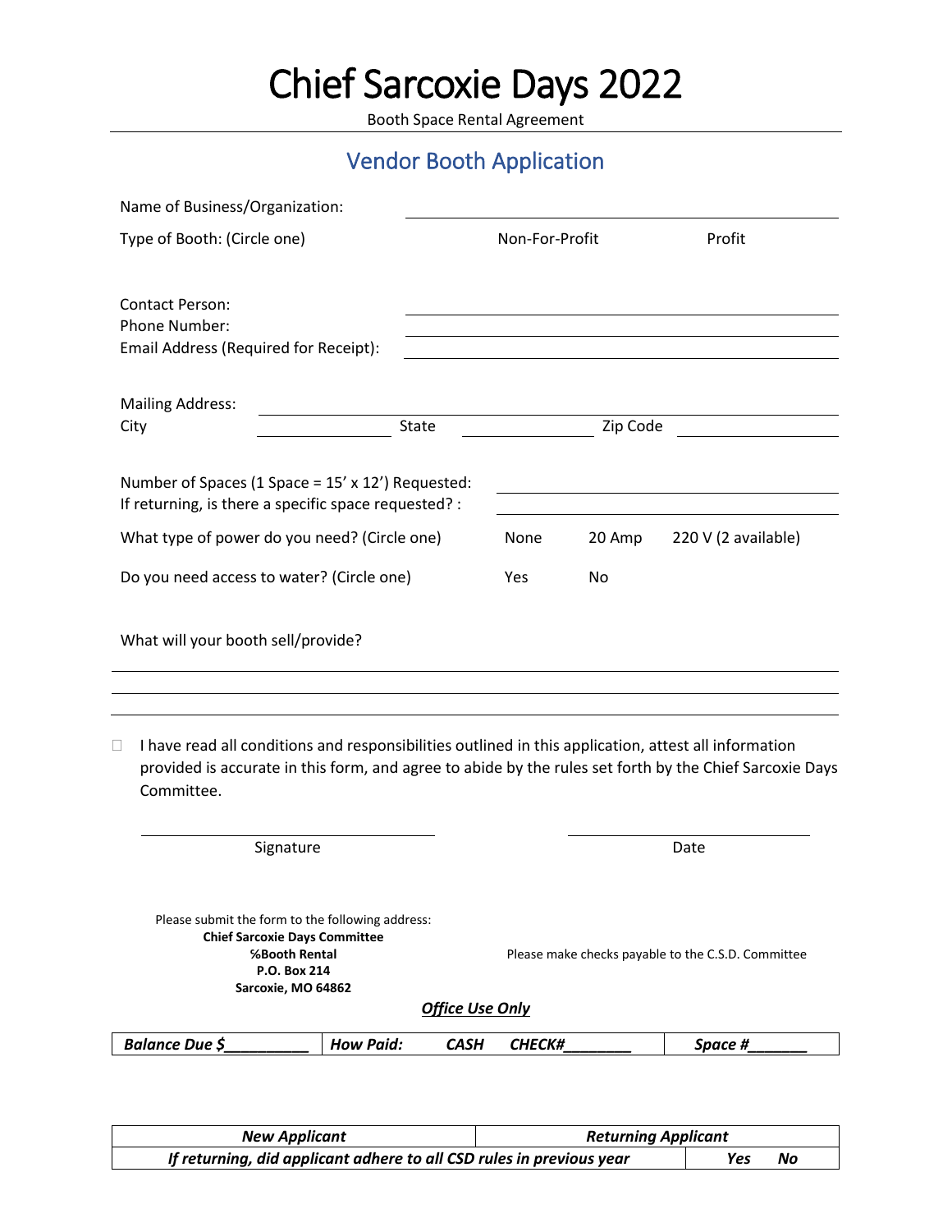# Chief Sarcoxie Days 2022

Booth Space Rental Agreement

## Vendor Booth Application

Name of Business/Organization: ______________________________

Type of Booth: (Circle one) Non-For-Profit Profit

Contact Person: ______________________________

Phone Number: ______________________________

Email Address (Required for Receipt): ______________________________

Mailing Address: ______________________________

City ______________ State ______________ Zip Code ______________

Number of Spaces (1 Space = 15' x 12') Requested: ______________________________

If returning, is there a specific space requested? : ______________________________

What type of power do you need? (Circle one) None 20 Amp 220 V (2 available)

Do you need access to water? (Circle one) Yes No

What will your booth sell/provide?

______________________________

______________________________

______________________________

☐ I have read all conditions and responsibilities outlined in this application, attest all information provided is accurate in this form, and agree to abide by the rules set forth by the Chief Sarcoxie Days Committee.

______________________________ Signature

______________________________ Date

Please submit the form to the following address:

**Chief Sarcoxie Days Committee**
**℅Booth Rental**
**P.O. Box 214**
**Sarcoxie, MO 64862**

Please make checks payable to the C.S.D. Committee

***Office Use Only***

| | | |
|---|---|---|
| ***Balance Due $__________*** | ***How Paid: CASH CHECK#________*** | ***Space #_______*** |

| | |
|---|---|
| ***New Applicant*** | ***Returning Applicant*** |
| ***If returning, did applicant adhere to all CSD rules in previous year*** | ***Yes No*** |